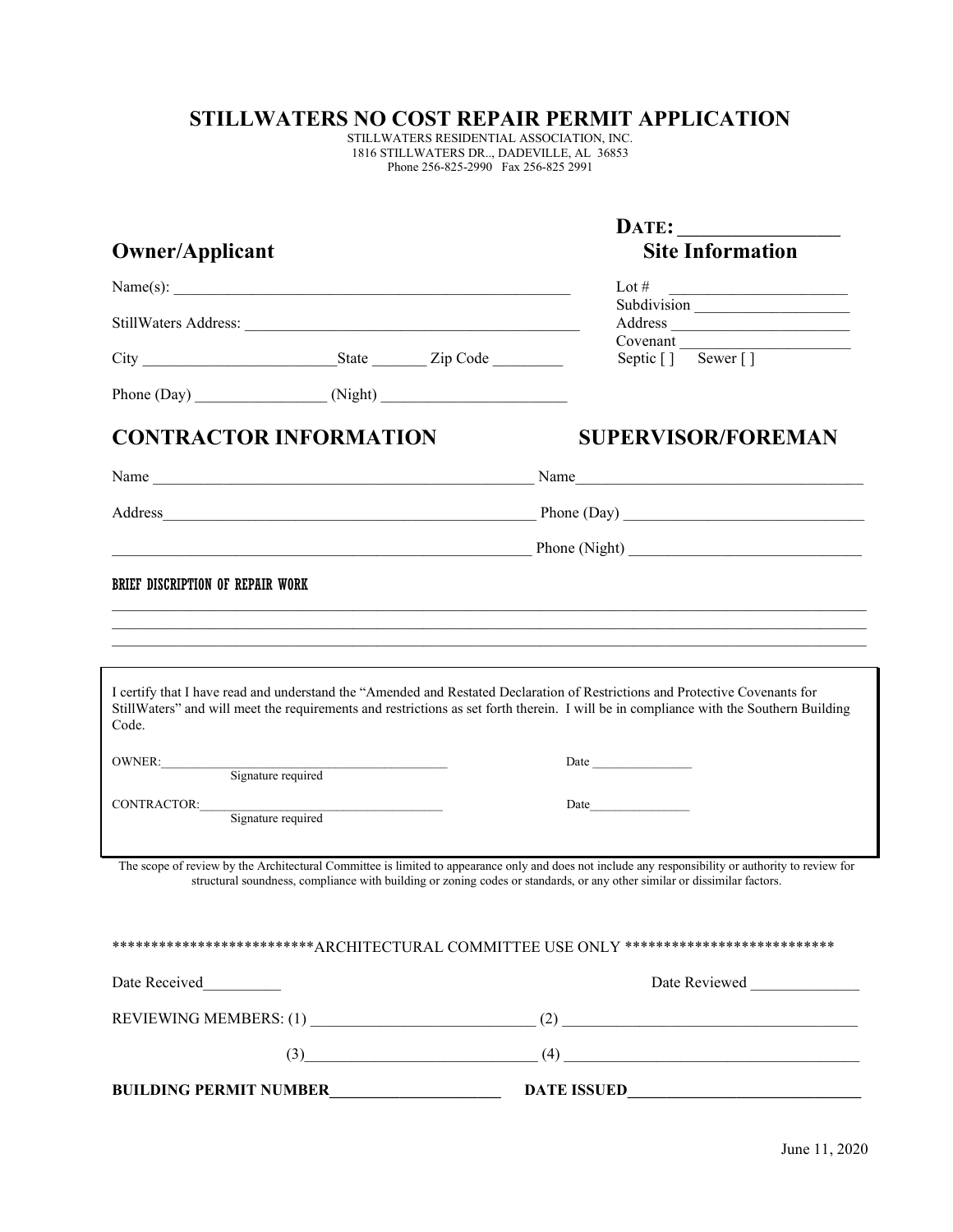# STILLWATERS NO COST REPAIR PERMIT APPLICATION

STILLWATERS RESIDENTIAL ASSOCIATION, INC.
1816 STILLWATERS DR.., DADEVILLE, AL 36853
Phone 256-825-2990 Fax 256-825 2991

**DATE:** ________________

## Owner/Applicant

Name(s): __________________________________________________

StillWaters Address: ____________________________________________

City ________________________State _______ Zip Code _________

Phone (Day) ________________ (Night) _______________________

## Site Information

Lot # ______________________

Subdivision ___________________

Address ______________________

Covenant _____________________

Septic [ ] Sewer [ ]

## CONTRACTOR INFORMATION

Name _________________________________________________

Address_________________________________________________

_____________________________________________________

## SUPERVISOR/FOREMAN

Name_____________________________________

Phone (Day) ______________________________

Phone (Night) _____________________________

**BRIEF DISCRIPTION OF REPAIR WORK**

_____________________________________________________________________________________________

_____________________________________________________________________________________________

_____________________________________________________________________________________________

I certify that I have read and understand the "Amended and Restated Declaration of Restrictions and Protective Covenants for StillWaters" and will meet the requirements and restrictions as set forth therein. I will be in compliance with the Southern Building Code.

OWNER:_____________________________________________ Date ________________
Signature required

CONTRACTOR:_______________________________________ Date________________
Signature required

The scope of review by the Architectural Committee is limited to appearance only and does not include any responsibility or authority to review for structural soundness, compliance with building or zoning codes or standards, or any other similar or dissimilar factors.

**************************ARCHITECTURAL COMMITTEE USE ONLY ***************************

Date Received__________ Date Reviewed ______________

REVIEWING MEMBERS: (1) ____________________________ (2) ______________________________________

(3)______________________________ (4) ______________________________________

**BUILDING PERMIT NUMBER______________________ DATE ISSUED_______________________________**

June 11, 2020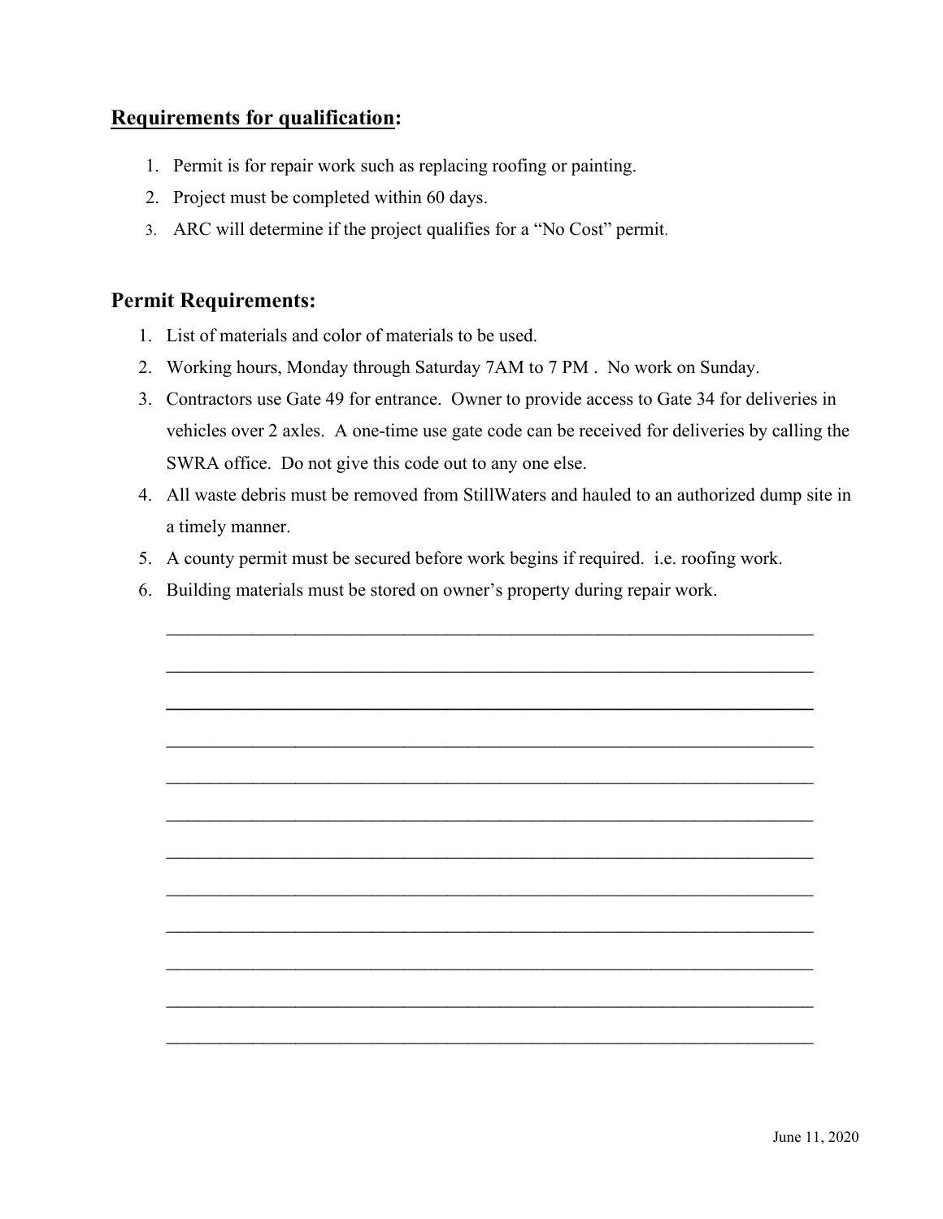## **<u>Requirements for qualification</u>:**

1. Permit is for repair work such as replacing roofing or painting.
2. Project must be completed within 60 days.
3. ARC will determine if the project qualifies for a "No Cost" permit.

## **Permit Requirements:**

1. List of materials and color of materials to be used.
2. Working hours, Monday through Saturday 7AM to 7 PM . No work on Sunday.
3. Contractors use Gate 49 for entrance. Owner to provide access to Gate 34 for deliveries in vehicles over 2 axles. A one-time use gate code can be received for deliveries by calling the SWRA office. Do not give this code out to any one else.
4. All waste debris must be removed from StillWaters and hauled to an authorized dump site in a timely manner.
5. A county permit must be secured before work begins if required. i.e. roofing work.
6. Building materials must be stored on owner's property during repair work.

______________________________________________________________________

______________________________________________________________________

______________________________________________________________________

______________________________________________________________________

______________________________________________________________________

______________________________________________________________________

______________________________________________________________________

______________________________________________________________________

______________________________________________________________________

______________________________________________________________________

______________________________________________________________________

______________________________________________________________________

June 11, 2020